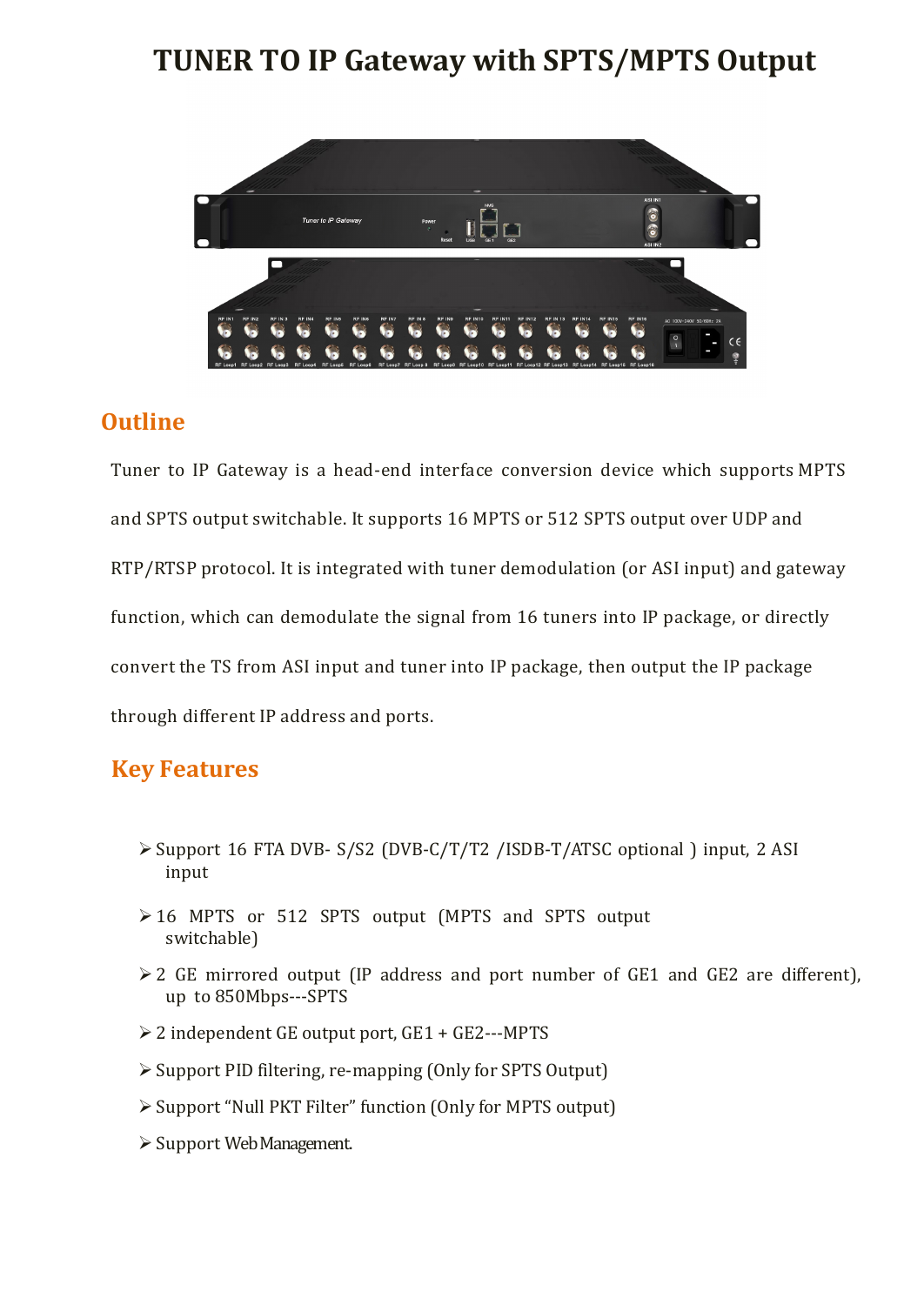# TUNER TO IP Gateway with SPTS/MPTS Output

## Outline

Tuner to IP Gateway is a head-end interface conversion device which supports MPTS and SPTS output switchable. It supports 16 MPTS or 512 SPTS output over UDP and RTP/RTSP protocol. It is integrated with tuner demodulation (or ASI input) and gateway function, which can demodulate the signal from 16 tuners into IP package, or directly convert the TS from ASI input and tuner into IP package, then output the IP package through different IP address and ports.

## Key Features

- Support 16 FTA DVB- S/S2 (DVB-C/T/T2 /ISDB-T/ATSC optional ) input, 2 ASI input
- 16 MPTS or 512 SPTS output (MPTS and SPTS output switchable)
- 2 GE mirrored output (IP address and port number of GE1 and GE2 are different), up to 850Mbps---SPTS
- 2 independent GE output port, GE1 + GE2---MPTS
- Support PID filtering, re-mapping (Only for SPTS Output)
- Support "Null PKT Filter" function (Only for MPTS output)
- Support Web Management.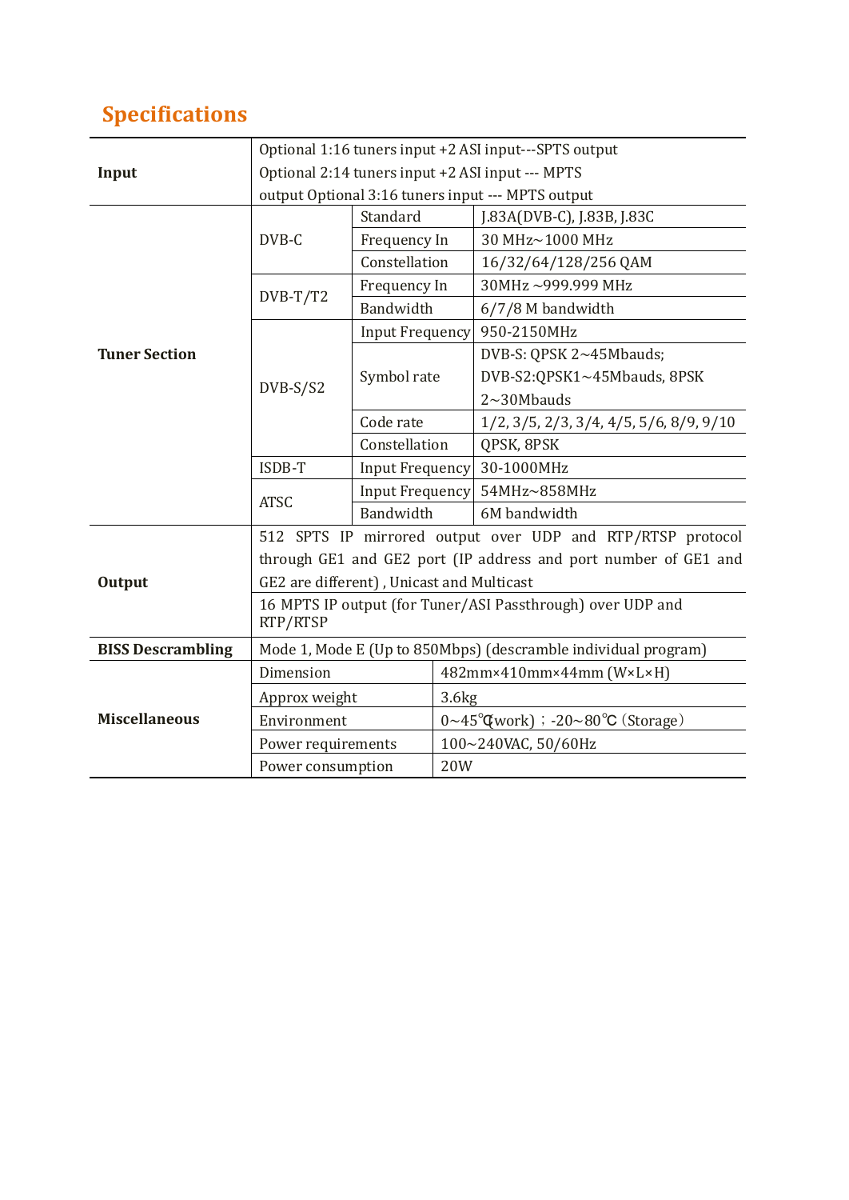## Specifications

| | | | |
|---|---|---|---|
| **Input** | Optional 1:16 tuners input +2 ASI input---SPTS output<br>Optional 2:14 tuners input +2 ASI input --- MPTS<br>output Optional 3:16 tuners input --- MPTS output | | |
| **Tuner Section** | DVB-C | Standard | J.83A(DVB-C), J.83B, J.83C |
| | | Frequency In | 30 MHz~1000 MHz |
| | | Constellation | 16/32/64/128/256 QAM |
| | DVB-T/T2 | Frequency In | 30MHz ~999.999 MHz |
| | | Bandwidth | 6/7/8 M bandwidth |
| | DVB-S/S2 | Input Frequency | 950-2150MHz |
| | | Symbol rate | DVB-S: QPSK 2~45Mbauds;<br>DVB-S2:QPSK1~45Mbauds, 8PSK 2~30Mbauds |
| | | Code rate | 1/2, 3/5, 2/3, 3/4, 4/5, 5/6, 8/9, 9/10 |
| | | Constellation | QPSK, 8PSK |
| | ISDB-T | Input Frequency | 30-1000MHz |
| | ATSC | Input Frequency | 54MHz~858MHz |
| | | Bandwidth | 6M bandwidth |
| **Output** | 512 SPTS IP mirrored output over UDP and RTP/RTSP protocol through GE1 and GE2 port (IP address and port number of GE1 and GE2 are different) , Unicast and Multicast | | |
| | 16 MPTS IP output (for Tuner/ASI Passthrough) over UDP and RTP/RTSP | | |
| **BISS Descrambling** | Mode 1, Mode E (Up to 850Mbps) (descramble individual program) | | |
| **Miscellaneous** | Dimension | 482mm×410mm×44mm (W×L×H) | |
| | Approx weight | 3.6kg | |
| | Environment | 0~45℃(work)；-20~80℃ (Storage) | |
| | Power requirements | 100~240VAC, 50/60Hz | |
| | Power consumption | 20W | |